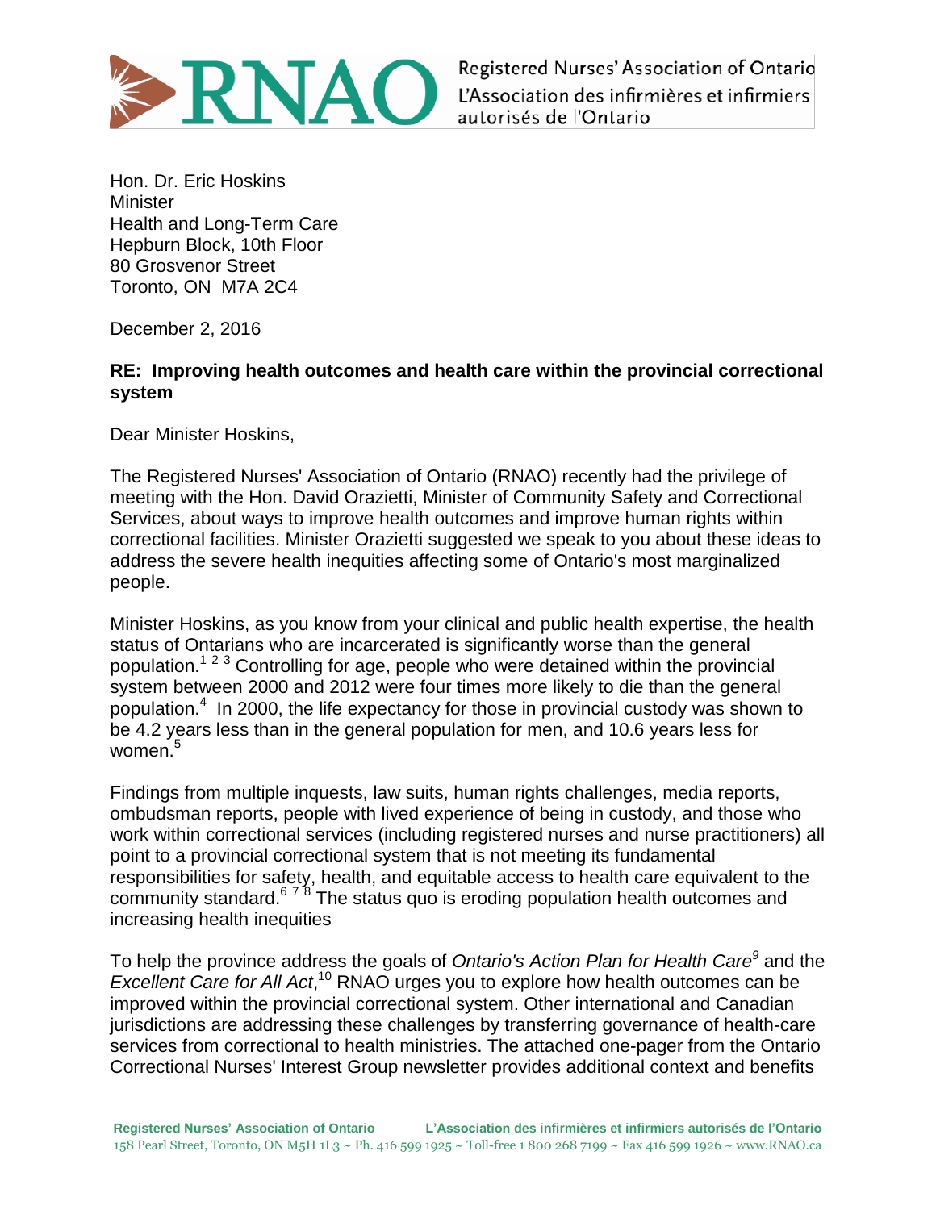Registered Nurses' Association of Ontario
L'Association des infirmières et infirmiers autorisés de l'Ontario

Hon. Dr. Eric Hoskins
Minister
Health and Long-Term Care
Hepburn Block, 10th Floor
80 Grosvenor Street
Toronto, ON M7A 2C4

December 2, 2016

**RE: Improving health outcomes and health care within the provincial correctional system**

Dear Minister Hoskins,

The Registered Nurses' Association of Ontario (RNAO) recently had the privilege of meeting with the Hon. David Orazietti, Minister of Community Safety and Correctional Services, about ways to improve health outcomes and improve human rights within correctional facilities. Minister Orazietti suggested we speak to you about these ideas to address the severe health inequities affecting some of Ontario's most marginalized people.

Minister Hoskins, as you know from your clinical and public health expertise, the health status of Ontarians who are incarcerated is significantly worse than the general population.[1 2 3] Controlling for age, people who were detained within the provincial system between 2000 and 2012 were four times more likely to die than the general population.[4] In 2000, the life expectancy for those in provincial custody was shown to be 4.2 years less than in the general population for men, and 10.6 years less for women.[5]

Findings from multiple inquests, law suits, human rights challenges, media reports, ombudsman reports, people with lived experience of being in custody, and those who work within correctional services (including registered nurses and nurse practitioners) all point to a provincial correctional system that is not meeting its fundamental responsibilities for safety, health, and equitable access to health care equivalent to the community standard.[6 7 8] The status quo is eroding population health outcomes and increasing health inequities

To help the province address the goals of *Ontario's Action Plan for Health Care*[9] and the *Excellent Care for All Act*,[10] RNAO urges you to explore how health outcomes can be improved within the provincial correctional system. Other international and Canadian jurisdictions are addressing these challenges by transferring governance of health-care services from correctional to health ministries. The attached one-pager from the Ontario Correctional Nurses' Interest Group newsletter provides additional context and benefits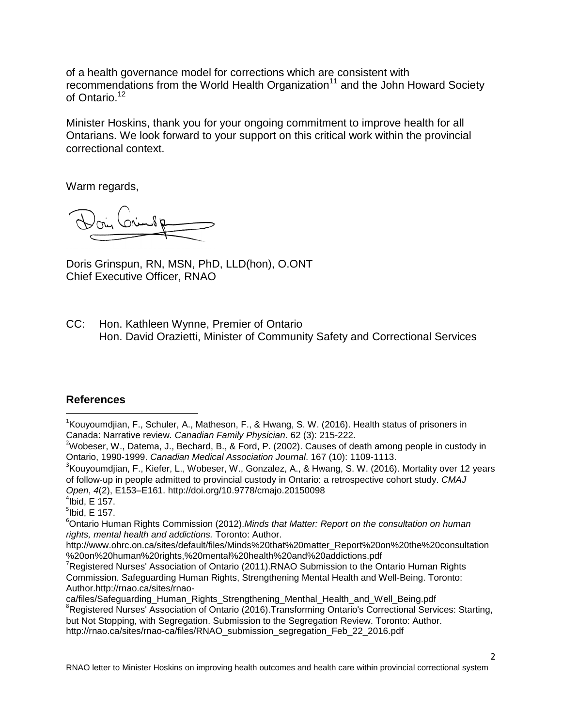of a health governance model for corrections which are consistent with recommendations from the World Health Organization[11] and the John Howard Society of Ontario.[12]

Minister Hoskins, thank you for your ongoing commitment to improve health for all Ontarians. We look forward to your support on this critical work within the provincial correctional context.

Warm regards,

Doris Grinspun, RN, MSN, PhD, LLD(hon), O.ONT
Chief Executive Officer, RNAO

CC: Hon. Kathleen Wynne, Premier of Ontario
Hon. David Orazietti, Minister of Community Safety and Correctional Services

## References

[1]Kouyoumdjian, F., Schuler, A., Matheson, F., & Hwang, S. W. (2016). Health status of prisoners in Canada: Narrative review. *Canadian Family Physician*. 62 (3): 215-222.

[2]Wobeser, W., Datema, J., Bechard, B., & Ford, P. (2002). Causes of death among people in custody in Ontario, 1990-1999. *Canadian Medical Association Journal*. 167 (10): 1109-1113.

[3]Kouyoumdjian, F., Kiefer, L., Wobeser, W., Gonzalez, A., & Hwang, S. W. (2016). Mortality over 12 years of follow-up in people admitted to provincial custody in Ontario: a retrospective cohort study. *CMAJ Open*, *4*(2), E153–E161. http://doi.org/10.9778/cmajo.20150098

[4]Ibid, E 157.

[5]Ibid, E 157.

[6]Ontario Human Rights Commission (2012).*Minds that Matter: Report on the consultation on human rights, mental health and addictions.* Toronto: Author. http://www.ohrc.on.ca/sites/default/files/Minds%20that%20matter_Report%20on%20the%20consultation%20on%20human%20rights,%20mental%20health%20and%20addictions.pdf

[7]Registered Nurses' Association of Ontario (2011).RNAO Submission to the Ontario Human Rights Commission. Safeguarding Human Rights, Strengthening Mental Health and Well-Being. Toronto: Author.http://rnao.ca/sites/rnao-ca/files/Safeguarding_Human_Rights_Strengthening_Menthal_Health_and_Well_Being.pdf

[8]Registered Nurses' Association of Ontario (2016).Transforming Ontario's Correctional Services: Starting, but Not Stopping, with Segregation. Submission to the Segregation Review. Toronto: Author. http://rnao.ca/sites/rnao-ca/files/RNAO_submission_segregation_Feb_22_2016.pdf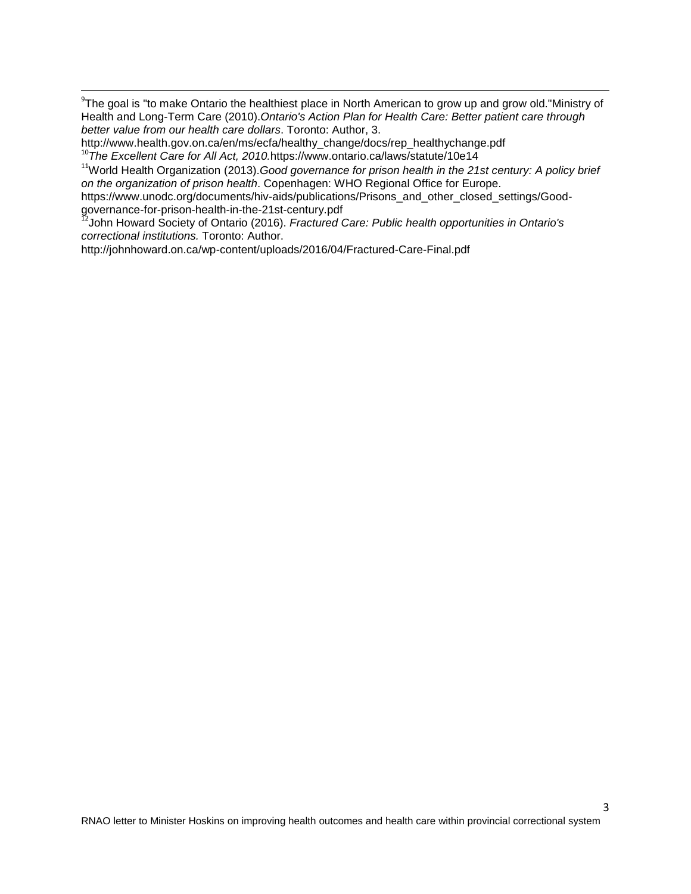[9]The goal is "to make Ontario the healthiest place in North American to grow up and grow old."Ministry of Health and Long-Term Care (2010).*Ontario's Action Plan for Health Care: Better patient care through better value from our health care dollars*. Toronto: Author, 3. http://www.health.gov.on.ca/en/ms/ecfa/healthy_change/docs/rep_healthychange.pdf

[10]*The Excellent Care for All Act, 2010.*https://www.ontario.ca/laws/statute/10e14

[11]World Health Organization (2013).*Good governance for prison health in the 21st century: A policy brief on the organization of prison health*. Copenhagen: WHO Regional Office for Europe. https://www.unodc.org/documents/hiv-aids/publications/Prisons_and_other_closed_settings/Good-governance-for-prison-health-in-the-21st-century.pdf

[12]John Howard Society of Ontario (2016). *Fractured Care: Public health opportunities in Ontario's correctional institutions.* Toronto: Author. http://johnhoward.on.ca/wp-content/uploads/2016/04/Fractured-Care-Final.pdf